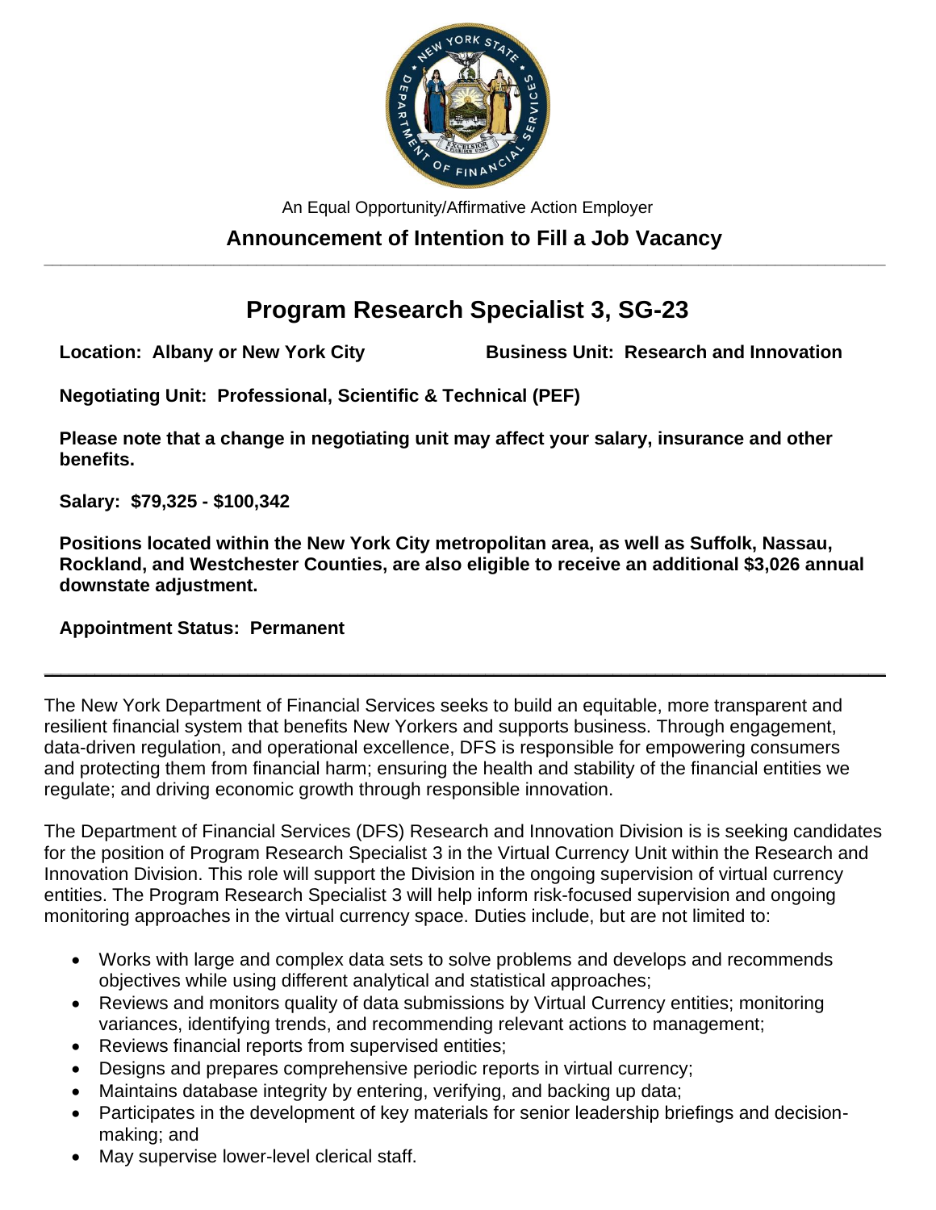An Equal Opportunity/Affirmative Action Employer

## Announcement of Intention to Fill a Job Vacancy

# Program Research Specialist 3, SG-23

**Location: Albany or New York City**

**Business Unit: Research and Innovation**

**Negotiating Unit: Professional, Scientific & Technical (PEF)**

**Please note that a change in negotiating unit may affect your salary, insurance and other benefits.**

**Salary: $79,325 - $100,342**

**Positions located within the New York City metropolitan area, as well as Suffolk, Nassau, Rockland, and Westchester Counties, are also eligible to receive an additional $3,026 annual downstate adjustment.**

**Appointment Status: Permanent**

---

The New York Department of Financial Services seeks to build an equitable, more transparent and resilient financial system that benefits New Yorkers and supports business. Through engagement, data-driven regulation, and operational excellence, DFS is responsible for empowering consumers and protecting them from financial harm; ensuring the health and stability of the financial entities we regulate; and driving economic growth through responsible innovation.

The Department of Financial Services (DFS) Research and Innovation Division is is seeking candidates for the position of Program Research Specialist 3 in the Virtual Currency Unit within the Research and Innovation Division. This role will support the Division in the ongoing supervision of virtual currency entities. The Program Research Specialist 3 will help inform risk-focused supervision and ongoing monitoring approaches in the virtual currency space. Duties include, but are not limited to:

- Works with large and complex data sets to solve problems and develops and recommends objectives while using different analytical and statistical approaches;
- Reviews and monitors quality of data submissions by Virtual Currency entities; monitoring variances, identifying trends, and recommending relevant actions to management;
- Reviews financial reports from supervised entities;
- Designs and prepares comprehensive periodic reports in virtual currency;
- Maintains database integrity by entering, verifying, and backing up data;
- Participates in the development of key materials for senior leadership briefings and decision-making; and
- May supervise lower-level clerical staff.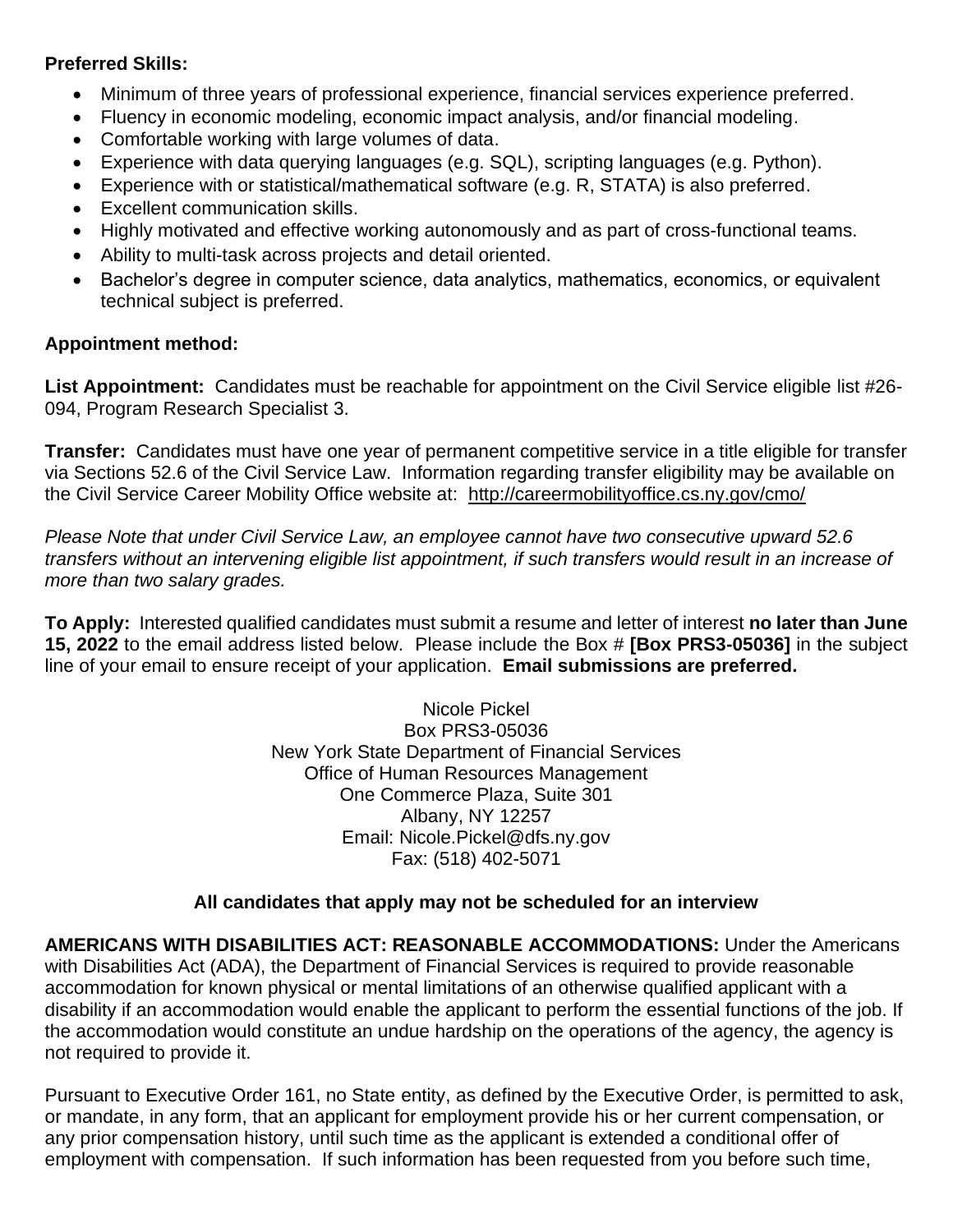**Preferred Skills:**

- Minimum of three years of professional experience, financial services experience preferred.
- Fluency in economic modeling, economic impact analysis, and/or financial modeling.
- Comfortable working with large volumes of data.
- Experience with data querying languages (e.g. SQL), scripting languages (e.g. Python).
- Experience with or statistical/mathematical software (e.g. R, STATA) is also preferred.
- Excellent communication skills.
- Highly motivated and effective working autonomously and as part of cross-functional teams.
- Ability to multi-task across projects and detail oriented.
- Bachelor's degree in computer science, data analytics, mathematics, economics, or equivalent technical subject is preferred.

**Appointment method:**

**List Appointment:** Candidates must be reachable for appointment on the Civil Service eligible list #26-094, Program Research Specialist 3.

**Transfer:** Candidates must have one year of permanent competitive service in a title eligible for transfer via Sections 52.6 of the Civil Service Law. Information regarding transfer eligibility may be available on the Civil Service Career Mobility Office website at: http://careermobilityoffice.cs.ny.gov/cmo/

*Please Note that under Civil Service Law, an employee cannot have two consecutive upward 52.6 transfers without an intervening eligible list appointment, if such transfers would result in an increase of more than two salary grades.*

**To Apply:** Interested qualified candidates must submit a resume and letter of interest **no later than June 15, 2022** to the email address listed below. Please include the Box # **[Box PRS3-05036]** in the subject line of your email to ensure receipt of your application. **Email submissions are preferred.**

Nicole Pickel
Box PRS3-05036
New York State Department of Financial Services
Office of Human Resources Management
One Commerce Plaza, Suite 301
Albany, NY 12257
Email: Nicole.Pickel@dfs.ny.gov
Fax: (518) 402-5071

**All candidates that apply may not be scheduled for an interview**

**AMERICANS WITH DISABILITIES ACT: REASONABLE ACCOMMODATIONS:** Under the Americans with Disabilities Act (ADA), the Department of Financial Services is required to provide reasonable accommodation for known physical or mental limitations of an otherwise qualified applicant with a disability if an accommodation would enable the applicant to perform the essential functions of the job. If the accommodation would constitute an undue hardship on the operations of the agency, the agency is not required to provide it.

Pursuant to Executive Order 161, no State entity, as defined by the Executive Order, is permitted to ask, or mandate, in any form, that an applicant for employment provide his or her current compensation, or any prior compensation history, until such time as the applicant is extended a conditional offer of employment with compensation. If such information has been requested from you before such time,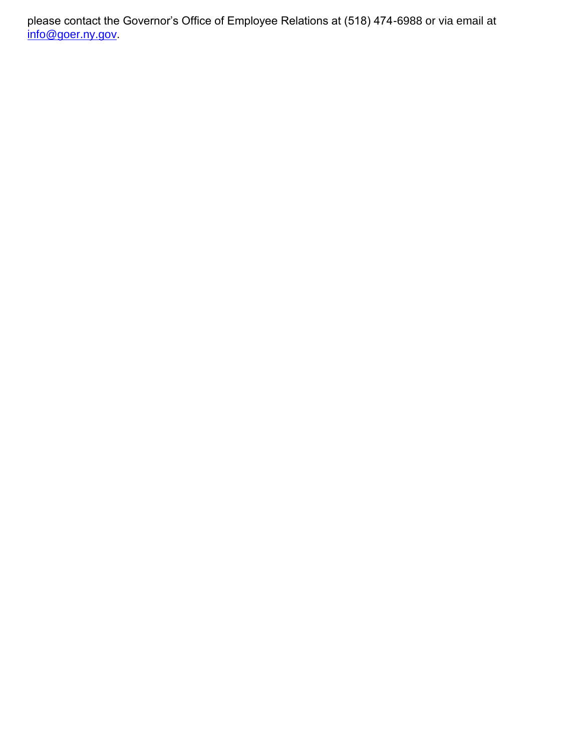please contact the Governor’s Office of Employee Relations at (518) 474-6988 or via email at info@goer.ny.gov.